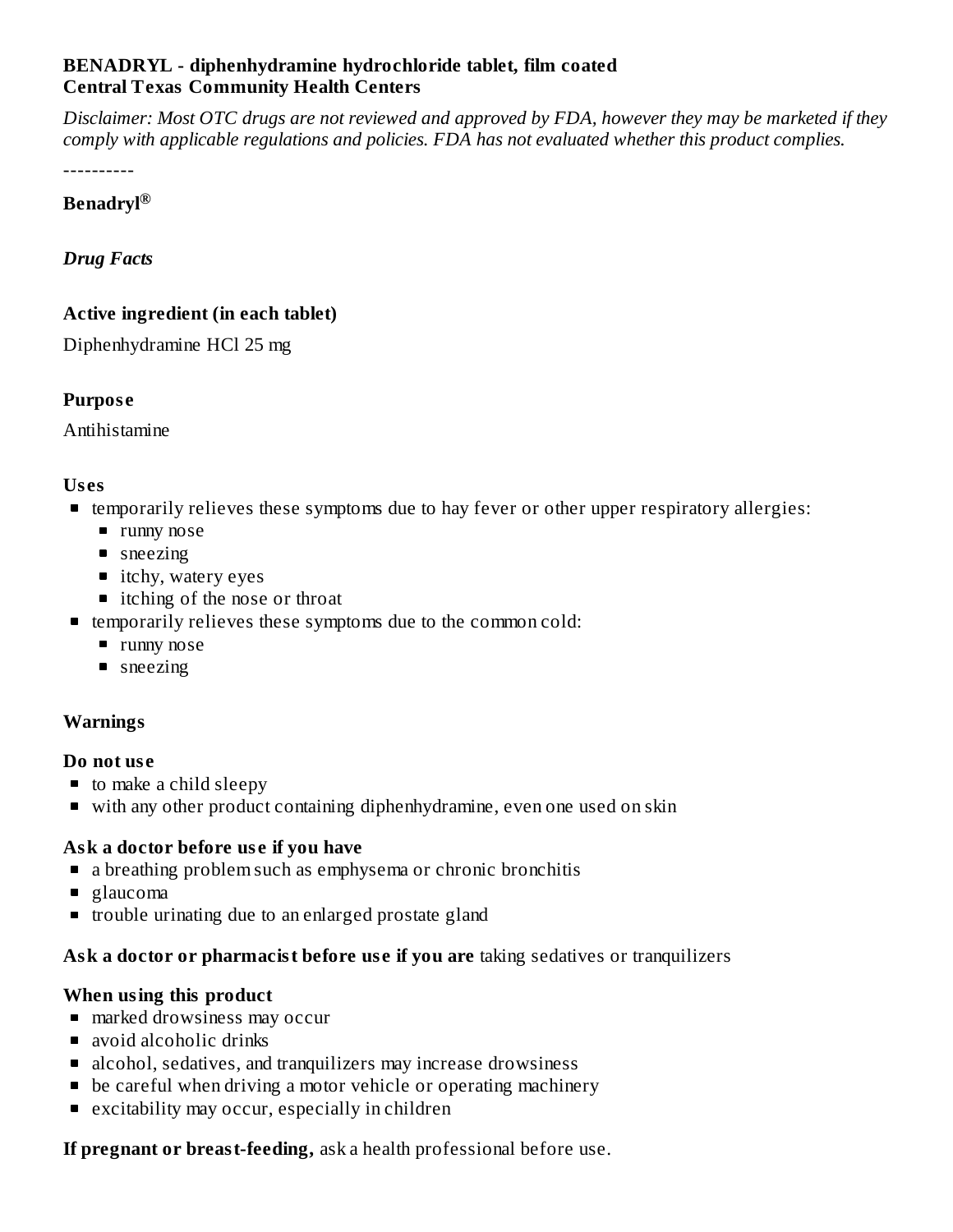**BENADRYL - diphenhydramine hydrochloride tablet, film coated**
**Central Texas Community Health Centers**

*Disclaimer: Most OTC drugs are not reviewed and approved by FDA, however they may be marketed if they comply with applicable regulations and policies. FDA has not evaluated whether this product complies.*

----------

**Benadryl®**

***Drug Facts***

**Active ingredient (in each tablet)**

Diphenhydramine HCl 25 mg

**Purpose**

Antihistamine

**Uses**

- temporarily relieves these symptoms due to hay fever or other upper respiratory allergies:
  - runny nose
  - sneezing
  - itchy, watery eyes
  - itching of the nose or throat
- temporarily relieves these symptoms due to the common cold:
  - runny nose
  - sneezing

**Warnings**

**Do not use**

- to make a child sleepy
- with any other product containing diphenhydramine, even one used on skin

**Ask a doctor before use if you have**

- a breathing problem such as emphysema or chronic bronchitis
- glaucoma
- trouble urinating due to an enlarged prostate gland

**Ask a doctor or pharmacist before use if you are** taking sedatives or tranquilizers

**When using this product**

- marked drowsiness may occur
- avoid alcoholic drinks
- alcohol, sedatives, and tranquilizers may increase drowsiness
- be careful when driving a motor vehicle or operating machinery
- excitability may occur, especially in children

**If pregnant or breast-feeding,** ask a health professional before use.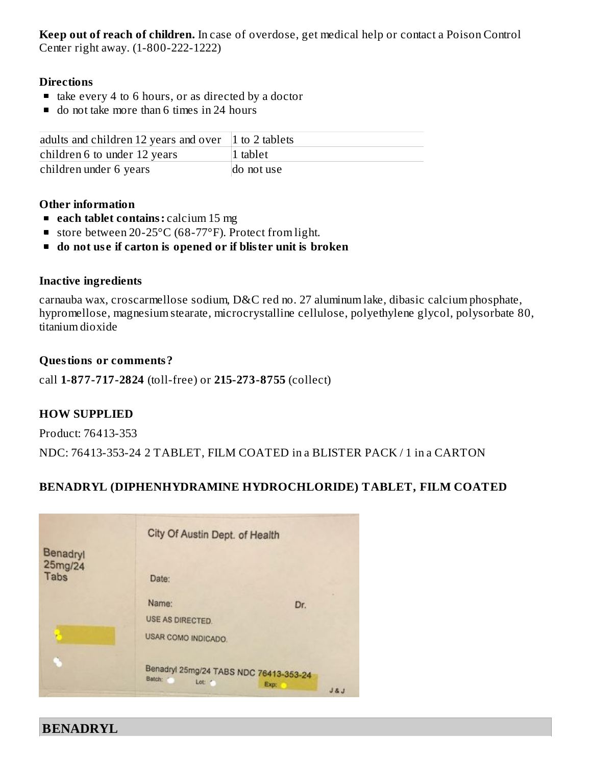**Keep out of reach of children.** In case of overdose, get medical help or contact a Poison Control Center right away. (1-800-222-1222)

**Directions**

- take every 4 to 6 hours, or as directed by a doctor
- do not take more than 6 times in 24 hours

| | |
|---|---|
| adults and children 12 years and over | 1 to 2 tablets |
| children 6 to under 12 years | 1 tablet |
| children under 6 years | do not use |

**Other information**

- **each tablet contains:** calcium 15 mg
- store between 20-25°C (68-77°F). Protect from light.
- **do not use if carton is opened or if blister unit is broken**

**Inactive ingredients**

carnauba wax, croscarmellose sodium, D&C red no. 27 aluminum lake, dibasic calcium phosphate, hypromellose, magnesium stearate, microcrystalline cellulose, polyethylene glycol, polysorbate 80, titanium dioxide

**Questions or comments?**

call **1-877-717-2824** (toll-free) or **215-273-8755** (collect)

## HOW SUPPLIED

Product: 76413-353

NDC: 76413-353-24 2 TABLET, FILM COATED in a BLISTER PACK / 1 in a CARTON

## BENADRYL (DIPHENHYDRAMINE HYDROCHLORIDE) TABLET, FILM COATED

Benadryl 25mg/24 Tabs

City Of Austin Dept. of Health

Date:

Name: Dr.

USE AS DIRECTED.

USAR COMO INDICADO.

Benadryl 25mg/24 TABS NDC 76413-353-24

Batch: Lot: Exp:

J & J

## BENADRYL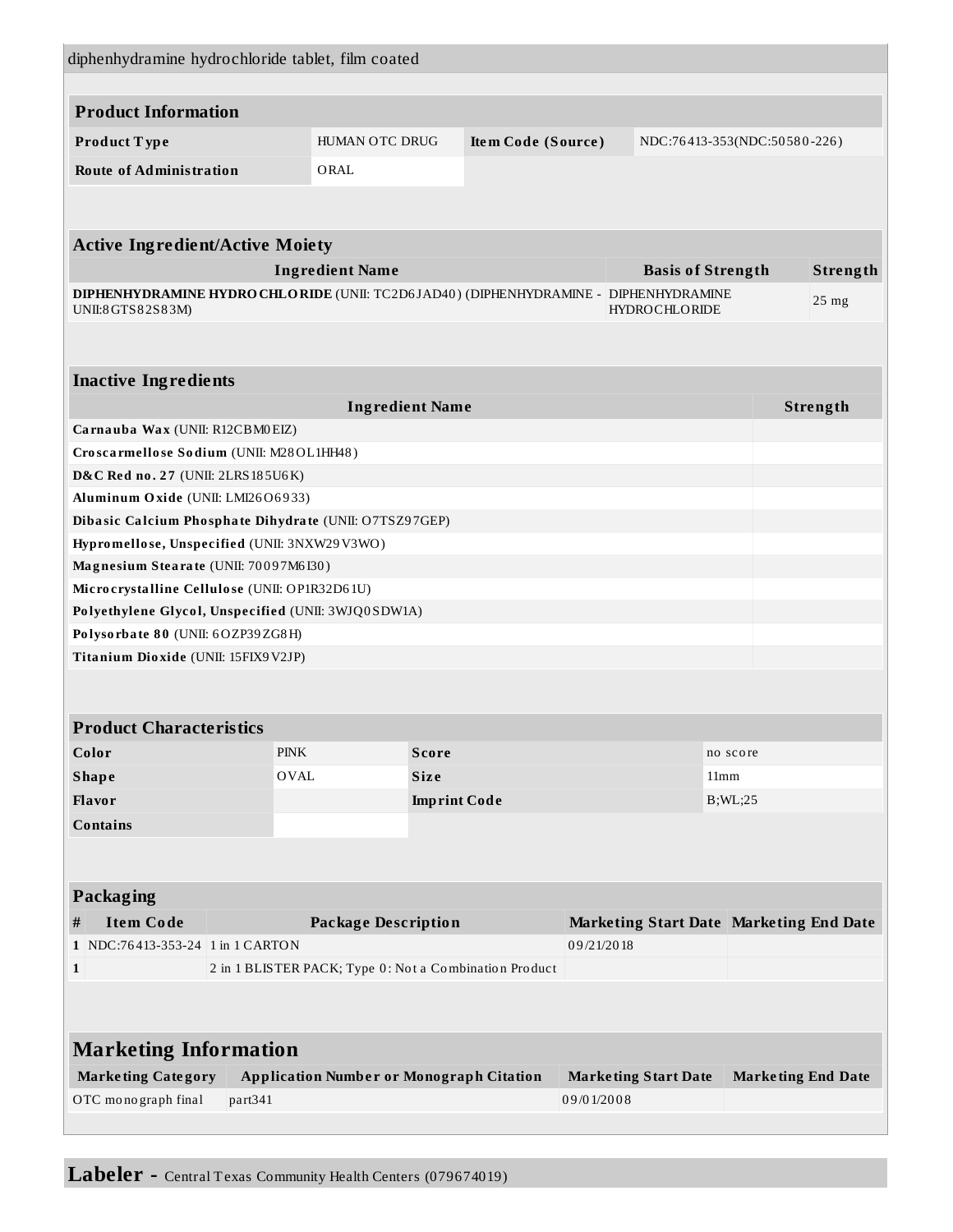diphenhydramine hydrochloride tablet, film coated

## Product Information

| | | | |
|---|---|---|---|
| **Product Type** | HUMAN OTC DRUG | **Item Code (Source)** | NDC:76413-353(NDC:50580-226) |
| **Route of Administration** | ORAL | | |

## Active Ingredient/Active Moiety

| Ingredient Name | Basis of Strength | Strength |
|---|---|---|
| **DIPHENHYDRAMINE HYDROCHLORIDE** (UNII: TC2D6JAD40) (DIPHENHYDRAMINE - UNII:8GTS82S83M) | DIPHENHYDRAMINE HYDROCHLORIDE | 25 mg |

## Inactive Ingredients

| Ingredient Name | Strength |
|---|---|
| **Carnauba Wax** (UNII: R12CBM0EIZ) | |
| **Croscarmellose Sodium** (UNII: M28OL1HH48) | |
| **D&C Red no. 27** (UNII: 2LRS185U6K) | |
| **Aluminum Oxide** (UNII: LMI26O6933) | |
| **Dibasic Calcium Phosphate Dihydrate** (UNII: O7TSZ97GEP) | |
| **Hypromellose, Unspecified** (UNII: 3NXW29V3WO) | |
| **Magnesium Stearate** (UNII: 70097M6I30) | |
| **Microcrystalline Cellulose** (UNII: OP1R32D61U) | |
| **Polyethylene Glycol, Unspecified** (UNII: 3WJQ0SDW1A) | |
| **Polysorbate 80** (UNII: 6OZP39ZG8H) | |
| **Titanium Dioxide** (UNII: 15FIX9V2JP) | |

## Product Characteristics

| | | | |
|---|---|---|---|
| **Color** | PINK | **Score** | no score |
| **Shape** | OVAL | **Size** | 11mm |
| **Flavor** | | **Imprint Code** | B;WL;25 |
| **Contains** | | | |

## Packaging

| # | Item Code | Package Description | Marketing Start Date | Marketing End Date |
|---|---|---|---|---|
| 1 | NDC:76413-353-24 | 1 in 1 CARTON | 09/21/2018 | |
| 1 | | 2 in 1 BLISTER PACK; Type 0: Not a Combination Product | | |

## Marketing Information

| Marketing Category | Application Number or Monograph Citation | Marketing Start Date | Marketing End Date |
|---|---|---|---|
| OTC monograph final | part341 | 09/01/2008 | |

**Labeler -** Central Texas Community Health Centers (079674019)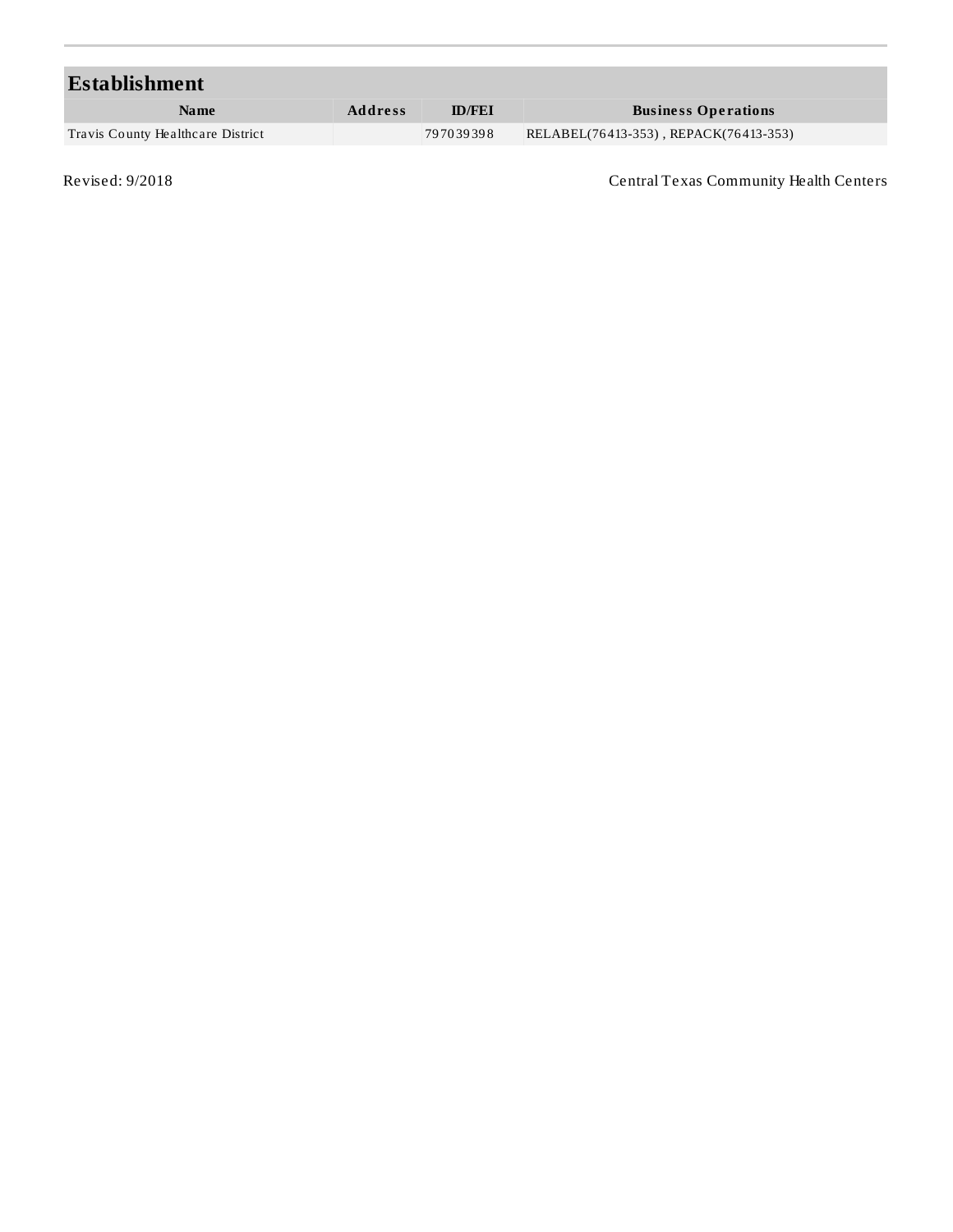## Establishment

| Name | Address | ID/FEI | Business Operations |
|---|---|---|---|
| Travis County Healthcare District | | 797039398 | RELABEL(76413-353) , REPACK(76413-353) |

Revised: 9/2018

Central Texas Community Health Centers